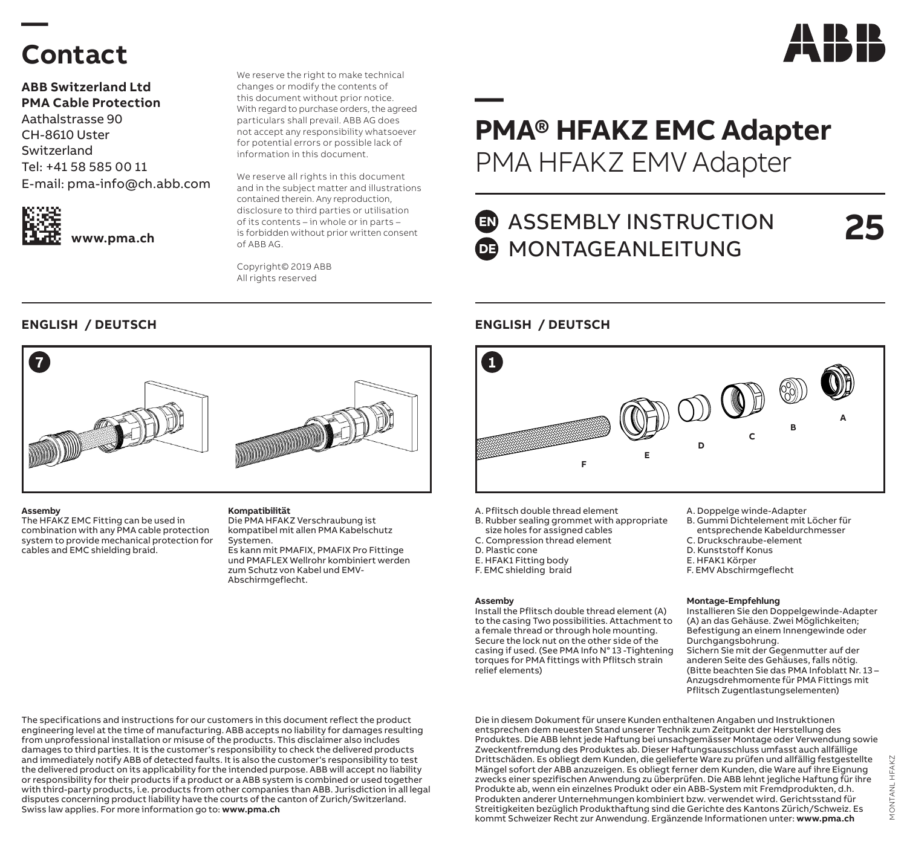# Contact

**ABB Switzerland Ltd**
**PMA Cable Protection**
Aathalstrasse 90
CH-8610 Uster
Switzerland
Tel: +41 58 585 00 11
E-mail: pma-info@ch.abb.com

**www.pma.ch**

We reserve the right to make technical changes or modify the contents of this document without prior notice. With regard to purchase orders, the agreed particulars shall prevail. ABB AG does not accept any responsibility whatsoever for potential errors or possible lack of information in this document.

We reserve all rights in this document and in the subject matter and illustrations contained therein. Any reproduction, disclosure to third parties or utilisation of its contents – in whole or in parts – is forbidden without prior written consent of ABB AG.

Copyright© 2019 ABB
All rights reserved

## ENGLISH / DEUTSCH

7

**Assemby**
The HFAKZ EMC Fitting can be used in combination with any PMA cable protection system to provide mechanical protection for cables and EMC shielding braid.

**Kompatibilität**
Die PMA HFAKZ Verschraubung ist kompatibel mit allen PMA Kabelschutz Systemen.
Es kann mit PMAFIX, PMAFIX Pro Fittinge und PMAFLEX Wellrohr kombiniert werden zum Schutz von Kabel und EMV-Abschirmgeflecht.

The specifications and instructions for our customers in this document reflect the product engineering level at the time of manufacturing. ABB accepts no liability for damages resulting from unprofessional installation or misuse of the products. This disclaimer also includes damages to third parties. It is the customer's responsibility to check the delivered products and immediately notify ABB of detected faults. It is also the customer's responsibility to test the delivered product on its applicability for the intended purpose. ABB will accept no liability or responsibility for their products if a product or a ABB system is combined or used together with third-party products, i.e. products from other companies than ABB. Jurisdiction in all legal disputes concerning product liability have the courts of the canton of Zurich/Switzerland. Swiss law applies. For more information go to: **www.pma.ch**

# PMA® HFAKZ EMC Adapter
PMA HFAKZ EMV Adapter

## EN ASSEMBLY INSTRUCTION
## DE MONTAGEANLEITUNG

25

## ENGLISH / DEUTSCH

1

A. Pflitsch double thread element
B. Rubber sealing grommet with appropriate size holes for assigned cables
C. Compression thread element
D. Plastic cone
E. HFAK1 Fitting body
F. EMC shielding braid

A. Doppelge winde-Adapter
B. Gummi Dichtelement mit Löcher für entsprechende Kabeldurchmesser
C. Druckschraube-element
D. Kunststoff Konus
E. HFAK1 Körper
F. EMV Abschirmgeflecht

**Assemby**
Install the Pflitsch double thread element (A) to the casing Two possibilities. Attachment to a female thread or through hole mounting. Secure the lock nut on the other side of the casing if used. (See PMA Info N° 13 -Tightening torques for PMA fittings with Pflitsch strain relief elements)

**Montage-Empfehlung**
Installieren Sie den Doppelgewinde-Adapter (A) an das Gehäuse. Zwei Möglichkeiten; Befestigung an einem Innengewinde oder Durchgangsbohrung.
Sichern Sie mit der Gegenmutter auf der anderen Seite des Gehäuses, falls nötig. (Bitte beachten Sie das PMA Infoblatt Nr. 13 – Anzugsdrehmomente für PMA Fittings mit Pflitsch Zugentlastungselementen)

Die in diesem Dokument für unsere Kunden enthaltenen Angaben und Instruktionen entsprechen dem neuesten Stand unserer Technik zum Zeitpunkt der Herstellung des Produktes. Die ABB lehnt jede Haftung bei unsachgemässer Montage oder Verwendung sowie Zweckentfremdung des Produktes ab. Dieser Haftungsausschluss umfasst auch allfällige Drittschäden. Es obliegt dem Kunden, die gelieferte Ware zu prüfen und allfällig festgestellte Mängel sofort der ABB anzuzeigen. Es obliegt ferner dem Kunden, die Ware auf ihre Eignung zwecks einer spezifischen Anwendung zu überprüfen. Die ABB lehnt jegliche Haftung für ihre Produkte ab, wenn ein einzelnes Produkt oder ein ABB-System mit Fremdprodukten, d.h. Produkten anderer Unternehmungen kombiniert bzw. verwendet wird. Gerichtsstand für Streitigkeiten bezüglich Produkthaftung sind die Gerichte des Kantons Zürich/Schweiz. Es kommt Schweizer Recht zur Anwendung. Ergänzende Informationen unter: **www.pma.ch**

MONTANL HFAKZ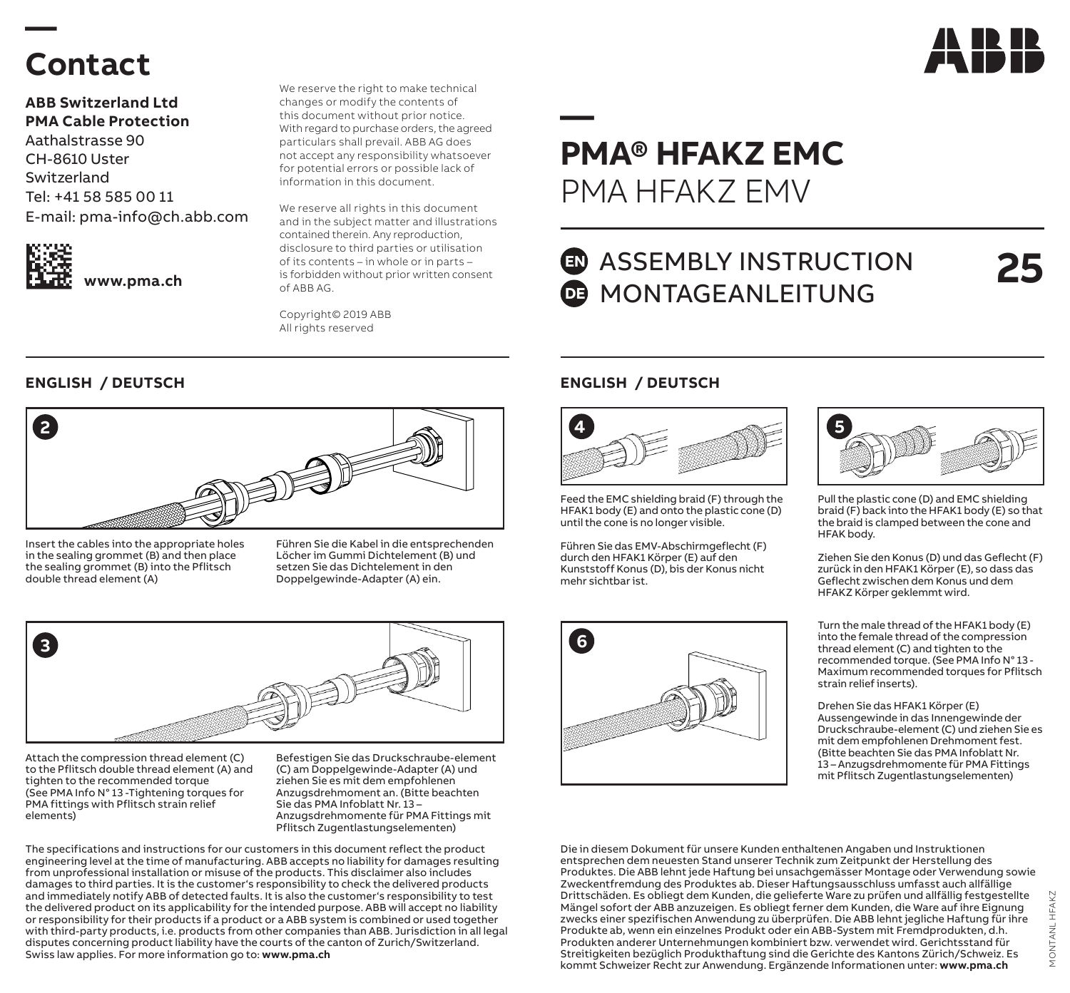# Contact

**ABB Switzerland Ltd**
**PMA Cable Protection**
Aathalstrasse 90
CH-8610 Uster
Switzerland
Tel: +41 58 585 00 11
E-mail: pma-info@ch.abb.com

**www.pma.ch**

We reserve the right to make technical changes or modify the contents of this document without prior notice. With regard to purchase orders, the agreed particulars shall prevail. ABB AG does not accept any responsibility whatsoever for potential errors or possible lack of information in this document.

We reserve all rights in this document and in the subject matter and illustrations contained therein. Any reproduction, disclosure to third parties or utilisation of its contents – in whole or in parts – is forbidden without prior written consent of ABB AG.

Copyright© 2019 ABB
All rights reserved

# PMA® HFAKZ EMC
PMA HFAKZ EMV

## EN ASSEMBLY INSTRUCTION
## DE MONTAGEANLEITUNG

**25**

### ENGLISH / DEUTSCH

**2**

Insert the cables into the appropriate holes in the sealing grommet (B) and then place the sealing grommet (B) into the Pflitsch double thread element (A)

Führen Sie die Kabel in die entsprechenden Löcher im Gummi Dichtelement (B) und setzen Sie das Dichtelement in den Doppelgewinde-Adapter (A) ein.

**3**

Attach the compression thread element (C) to the Pflitsch double thread element (A) and tighten to the recommended torque (See PMA Info N° 13 -Tightening torques for PMA fittings with Pflitsch strain relief elements)

Befestigen Sie das Druckschraube-element (C) am Doppelgewinde-Adapter (A) und ziehen Sie es mit dem empfohlenen Anzugsdrehmoment an. (Bitte beachten Sie das PMA Infoblatt Nr. 13 – Anzugsdrehmomente für PMA Fittings mit Pflitsch Zugentlastungselementen)

The specifications and instructions for our customers in this document reflect the product engineering level at the time of manufacturing. ABB accepts no liability for damages resulting from unprofessional installation or misuse of the products. This disclaimer also includes damages to third parties. It is the customer's responsibility to check the delivered products and immediately notify ABB of detected faults. It is also the customer's responsibility to test the delivered product on its applicability for the intended purpose. ABB will accept no liability or responsibility for their products if a product or a ABB system is combined or used together with third-party products, i.e. products from other companies than ABB. Jurisdiction in all legal disputes concerning product liability have the courts of the canton of Zurich/Switzerland. Swiss law applies. For more information go to: **www.pma.ch**

### ENGLISH / DEUTSCH

**4**

Feed the EMC shielding braid (F) through the HFAK1 body (E) and onto the plastic cone (D) until the cone is no longer visible.

Führen Sie das EMV-Abschirmgeflecht (F) durch den HFAK1 Körper (E) auf den Kunststoff Konus (D), bis der Konus nicht mehr sichtbar ist.

**5**

Pull the plastic cone (D) and EMC shielding braid (F) back into the HFAK1 body (E) so that the braid is clamped between the cone and HFAK body.

Ziehen Sie den Konus (D) und das Geflecht (F) zurück in den HFAK1 Körper (E), so dass das Geflecht zwischen dem Konus und dem HFAKZ Körper geklemmt wird.

**6**

Turn the male thread of the HFAK1 body (E) into the female thread of the compression thread element (C) and tighten to the recommended torque. (See PMA Info N° 13 - Maximum recommended torques for Pflitsch strain relief inserts).

Drehen Sie das HFAK1 Körper (E) Aussengewinde in das Innengewinde der Druckschraube-element (C) und ziehen Sie es mit dem empfohlenen Drehmoment fest. (Bitte beachten Sie das PMA Infoblatt Nr. 13 – Anzugsdrehmomente für PMA Fittings mit Pflitsch Zugentlastungselementen)

Die in diesem Dokument für unsere Kunden enthaltenen Angaben und Instruktionen entsprechen dem neuesten Stand unserer Technik zum Zeitpunkt der Herstellung des Produktes. Die ABB lehnt jede Haftung bei unsachgemässer Montage oder Verwendung sowie Zweckentfremdung des Produktes ab. Dieser Haftungsausschluss umfasst auch allfällige Drittschäden. Es obliegt dem Kunden, die gelieferte Ware zu prüfen und allfällig festgestellte Mängel sofort der ABB anzuzeigen. Es obliegt ferner dem Kunden, die Ware auf ihre Eignung zwecks einer spezifischen Anwendung zu überprüfen. Die ABB lehnt jegliche Haftung für ihre Produkte ab, wenn ein einzelnes Produkt oder ein ABB-System mit Fremdprodukten, d.h. Produkten anderer Unternehmungen kombiniert bzw. verwendet wird. Gerichtsstand für Streitigkeiten bezüglich Produkthaftung sind die Gerichte des Kantons Zürich/Schweiz. Es kommt Schweizer Recht zur Anwendung. Ergänzende Informationen unter: **www.pma.ch**

MONTANL HFAKZ